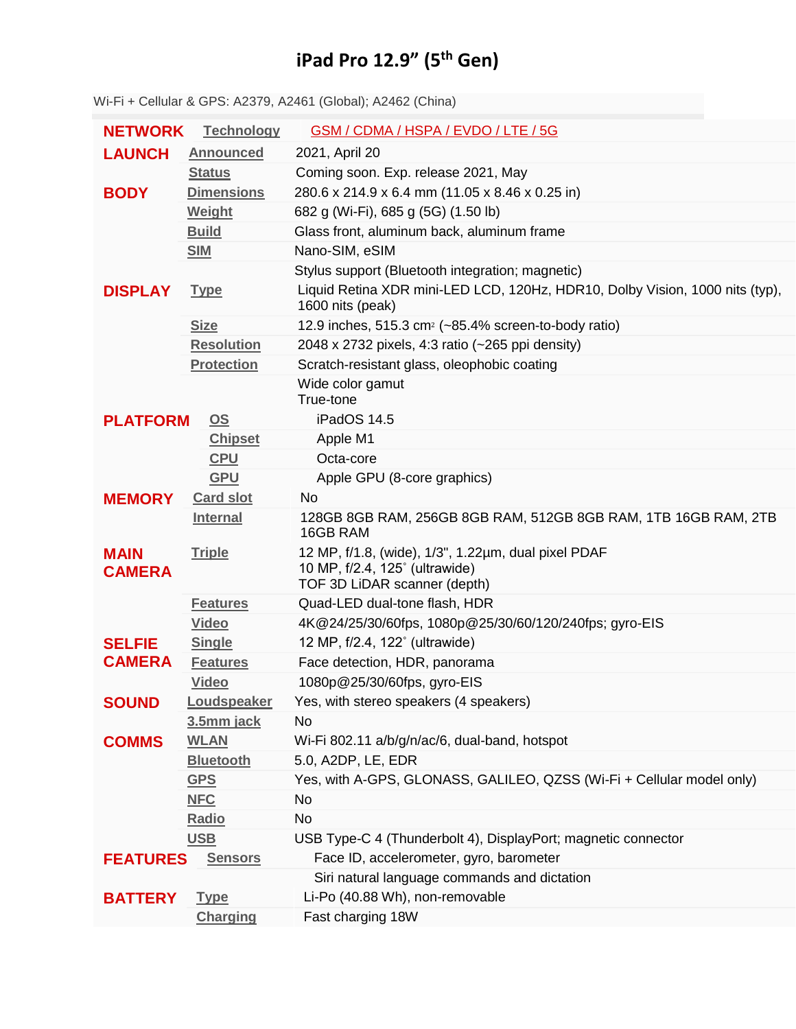# iPad Pro 12.9" (5th Gen)

Wi-Fi + Cellular & GPS: A2379, A2461 (Global); A2462 (China)

| | | |
|---|---|---|
| **NETWORK** | Technology | GSM / CDMA / HSPA / EVDO / LTE / 5G |
| **LAUNCH** | Announced | 2021, April 20 |
| | Status | Coming soon. Exp. release 2021, May |
| **BODY** | Dimensions | 280.6 x 214.9 x 6.4 mm (11.05 x 8.46 x 0.25 in) |
| | Weight | 682 g (Wi-Fi), 685 g (5G) (1.50 lb) |
| | Build | Glass front, aluminum back, aluminum frame |
| | SIM | Nano-SIM, eSIM |
| | | Stylus support (Bluetooth integration; magnetic) |
| **DISPLAY** | Type | Liquid Retina XDR mini-LED LCD, 120Hz, HDR10, Dolby Vision, 1000 nits (typ), 1600 nits (peak) |
| | Size | 12.9 inches, 515.3 $cm^2$ (~85.4% screen-to-body ratio) |
| | Resolution | 2048 x 2732 pixels, 4:3 ratio (~265 ppi density) |
| | Protection | Scratch-resistant glass, oleophobic coating |
| | | Wide color gamut<br>True-tone |
| **PLATFORM** | OS | iPadOS 14.5 |
| | Chipset | Apple M1 |
| | CPU | Octa-core |
| | GPU | Apple GPU (8-core graphics) |
| **MEMORY** | Card slot | No |
| | Internal | 128GB 8GB RAM, 256GB 8GB RAM, 512GB 8GB RAM, 1TB 16GB RAM, 2TB 16GB RAM |
| **MAIN CAMERA** | Triple | 12 MP, f/1.8, (wide), 1/3", 1.22µm, dual pixel PDAF<br>10 MP, f/2.4, 125˚ (ultrawide)<br>TOF 3D LiDAR scanner (depth) |
| | Features | Quad-LED dual-tone flash, HDR |
| | Video | 4K@24/25/30/60fps, 1080p@25/30/60/120/240fps; gyro-EIS |
| **SELFIE CAMERA** | Single | 12 MP, f/2.4, 122˚ (ultrawide) |
| | Features | Face detection, HDR, panorama |
| | Video | 1080p@25/30/60fps, gyro-EIS |
| **SOUND** | Loudspeaker | Yes, with stereo speakers (4 speakers) |
| | 3.5mm jack | No |
| **COMMS** | WLAN | Wi-Fi 802.11 a/b/g/n/ac/6, dual-band, hotspot |
| | Bluetooth | 5.0, A2DP, LE, EDR |
| | GPS | Yes, with A-GPS, GLONASS, GALILEO, QZSS (Wi-Fi + Cellular model only) |
| | NFC | No |
| | Radio | No |
| | USB | USB Type-C 4 (Thunderbolt 4), DisplayPort; magnetic connector |
| **FEATURES** | Sensors | Face ID, accelerometer, gyro, barometer |
| | | Siri natural language commands and dictation |
| **BATTERY** | Type | Li-Po (40.88 Wh), non-removable |
| | Charging | Fast charging 18W |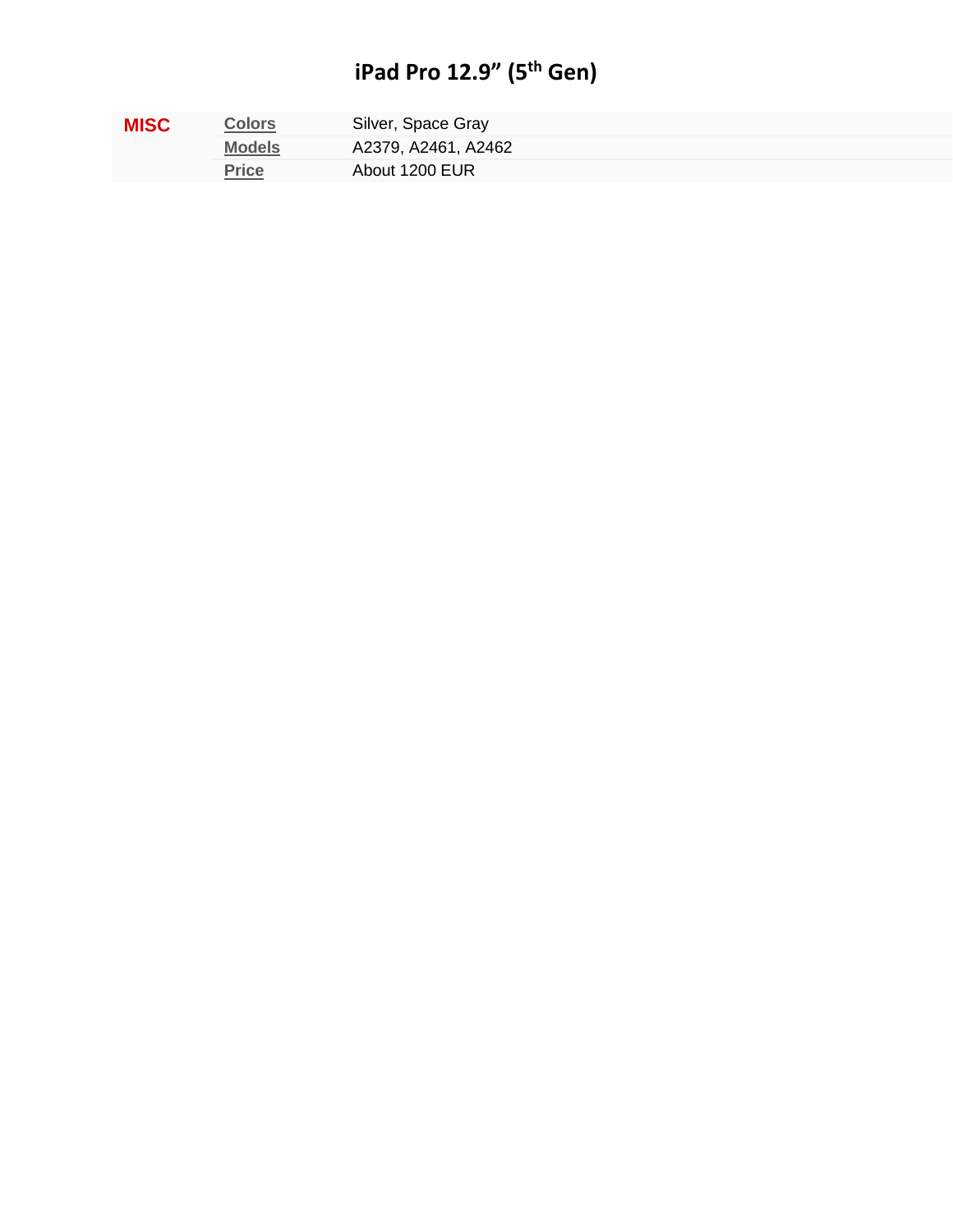# iPad Pro 12.9” (5th Gen)

| | | |
|---|---|---|
| **MISC** | **Colors** | Silver, Space Gray |
| | **Models** | A2379, A2461, A2462 |
| | **Price** | About 1200 EUR |